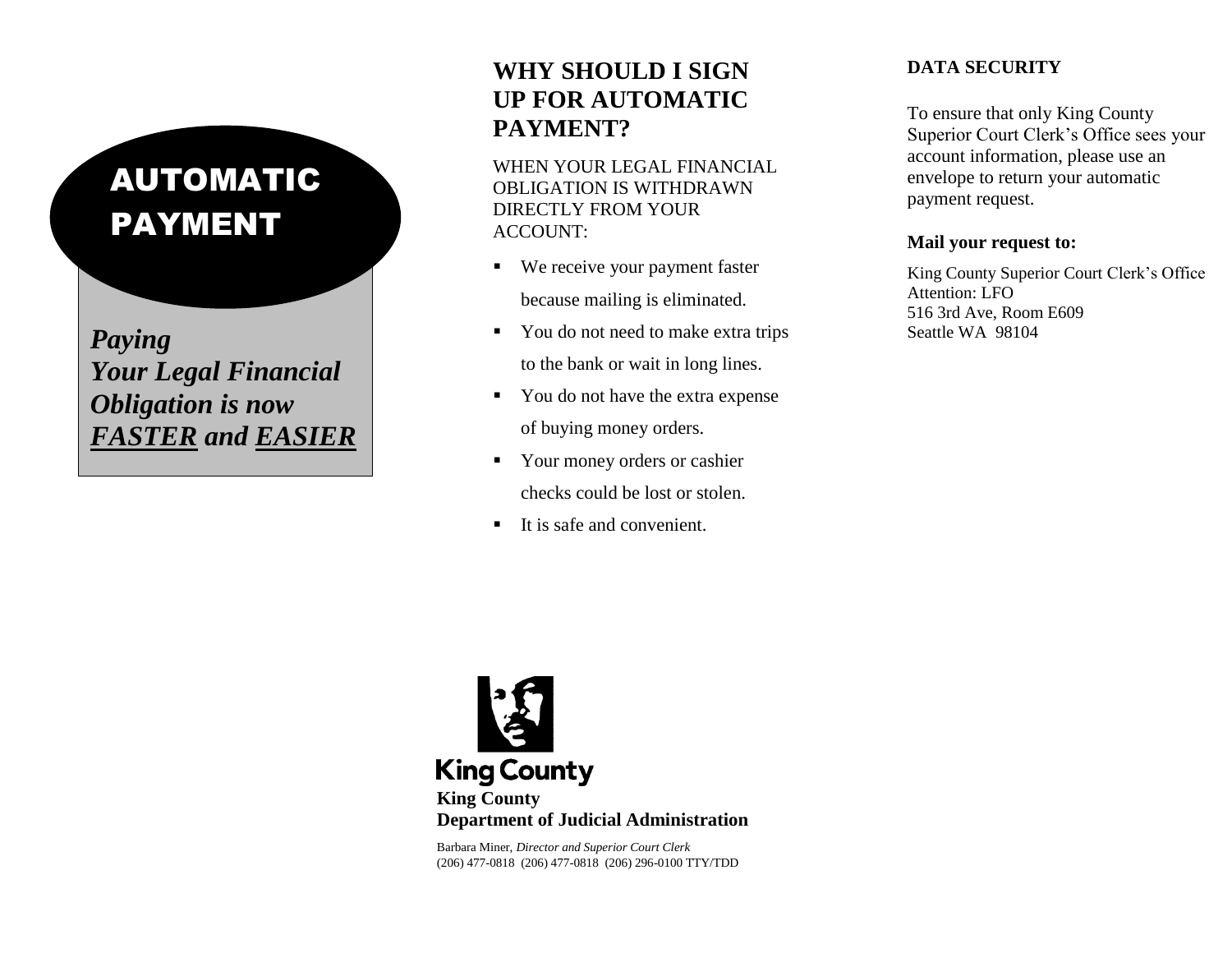# AUTOMATIC PAYMENT

***Paying Your Legal Financial Obligation is now FASTER and EASIER***

## WHY SHOULD I SIGN UP FOR AUTOMATIC PAYMENT?

WHEN YOUR LEGAL FINANCIAL OBLIGATION IS WITHDRAWN DIRECTLY FROM YOUR ACCOUNT:

- We receive your payment faster because mailing is eliminated.
- You do not need to make extra trips to the bank or wait in long lines.
- You do not have the extra expense of buying money orders.
- Your money orders or cashier checks could be lost or stolen.
- It is safe and convenient.

King County

**King County**
**Department of Judicial Administration**

Barbara Miner, *Director and Superior Court Clerk*
(206) 477-0818 (206) 477-0818 (206) 296-0100 TTY/TDD

## DATA SECURITY

To ensure that only King County Superior Court Clerk's Office sees your account information, please use an envelope to return your automatic payment request.

**Mail your request to:**

King County Superior Court Clerk's Office
Attention: LFO
516 3rd Ave, Room E609
Seattle WA 98104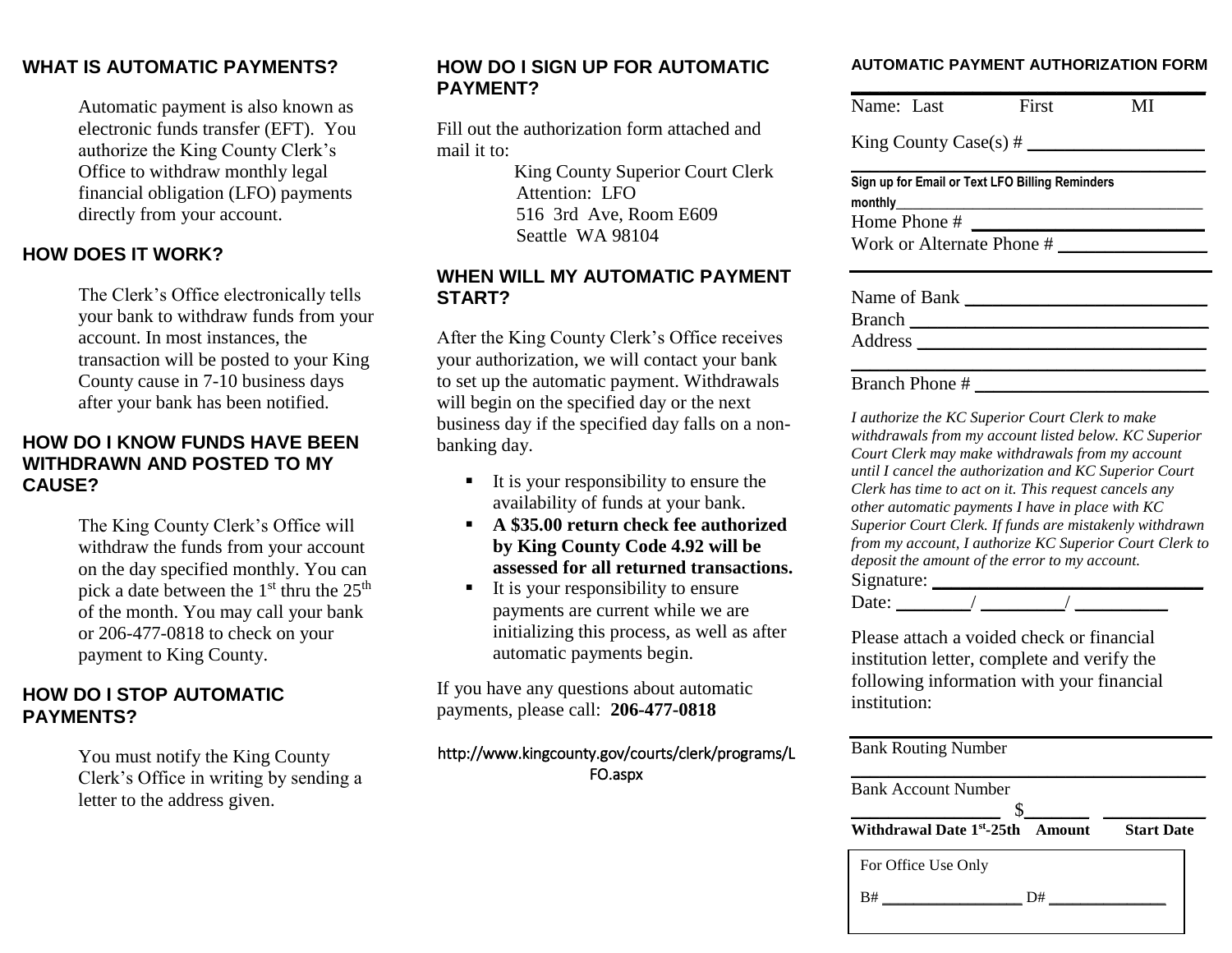## WHAT IS AUTOMATIC PAYMENTS?

Automatic payment is also known as electronic funds transfer (EFT). You authorize the King County Clerk's Office to withdraw monthly legal financial obligation (LFO) payments directly from your account.

## HOW DOES IT WORK?

The Clerk's Office electronically tells your bank to withdraw funds from your account. In most instances, the transaction will be posted to your King County cause in 7-10 business days after your bank has been notified.

## HOW DO I KNOW FUNDS HAVE BEEN WITHDRAWN AND POSTED TO MY CAUSE?

The King County Clerk's Office will withdraw the funds from your account on the day specified monthly. You can pick a date between the 1st thru the 25th of the month. You may call your bank or 206-477-0818 to check on your payment to King County.

## HOW DO I STOP AUTOMATIC PAYMENTS?

You must notify the King County Clerk's Office in writing by sending a letter to the address given.

## HOW DO I SIGN UP FOR AUTOMATIC PAYMENT?

Fill out the authorization form attached and mail it to:

King County Superior Court Clerk
Attention: LFO
516 3rd Ave, Room E609
Seattle WA 98104

## WHEN WILL MY AUTOMATIC PAYMENT START?

After the King County Clerk's Office receives your authorization, we will contact your bank to set up the automatic payment. Withdrawals will begin on the specified day or the next business day if the specified day falls on a non-banking day.

- It is your responsibility to ensure the availability of funds at your bank.
- **A $35.00 return check fee authorized by King County Code 4.92 will be assessed for all returned transactions.**
- It is your responsibility to ensure payments are current while we are initializing this process, as well as after automatic payments begin.

If you have any questions about automatic payments, please call: **206-477-0818**

http://www.kingcounty.gov/courts/clerk/programs/LFO.aspx

## AUTOMATIC PAYMENT AUTHORIZATION FORM

______________________________________
Name: Last First MI

King County Case(s) # ____________________

______________________________________
**Sign up for Email or Text LFO Billing Reminders monthly**______________________________

Home Phone # ________________________

Work or Alternate Phone # ________________

Name of Bank ________________________

Branch ______________________________

Address _____________________________

______________________________________

Branch Phone # ______________________

*I authorize the KC Superior Court Clerk to make withdrawals from my account listed below. KC Superior Court Clerk may make withdrawals from my account until I cancel the authorization and KC Superior Court Clerk has time to act on it. This request cancels any other automatic payments I have in place with KC Superior Court Clerk. If funds are mistakenly withdrawn from my account, I authorize KC Superior Court Clerk to deposit the amount of the error to my account.*

Signature: ___________________________

Date: ________/ _________/ __________

Please attach a voided check or financial institution letter, complete and verify the following information with your financial institution:

______________________________________
Bank Routing Number

______________________________________
Bank Account Number

________________ $________ ____________
**Withdrawal Date 1st-25th Amount Start Date**

For Office Use Only

B# _________________ D# ______________